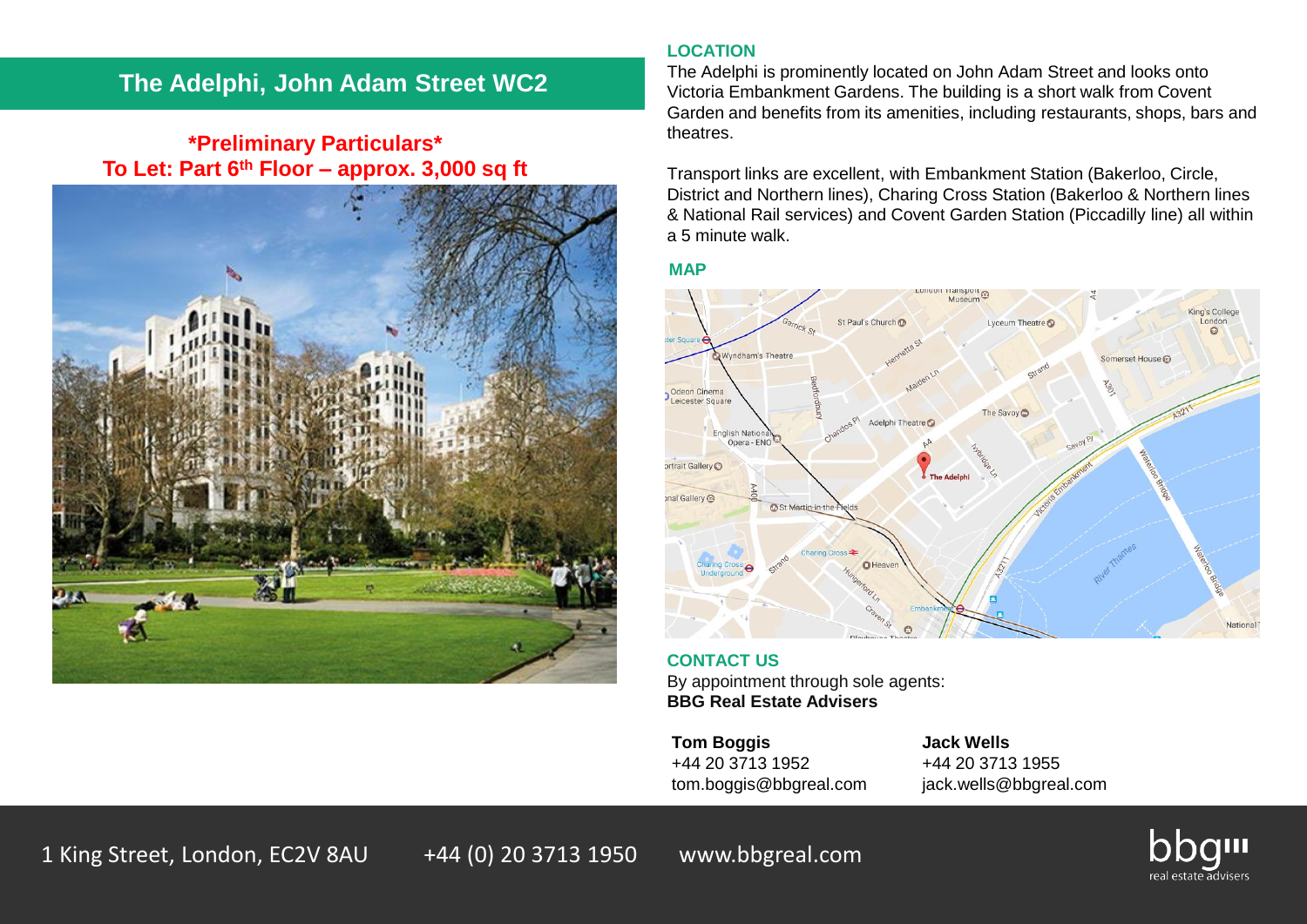# The Adelphi, John Adam Street WC2

**\*Preliminary Particulars\***

**To Let: Part 6th Floor – approx. 3,000 sq ft**

## LOCATION

The Adelphi is prominently located on John Adam Street and looks onto Victoria Embankment Gardens. The building is a short walk from Covent Garden and benefits from its amenities, including restaurants, shops, bars and theatres.

Transport links are excellent, with Embankment Station (Bakerloo, Circle, District and Northern lines), Charing Cross Station (Bakerloo & Northern lines & National Rail services) and Covent Garden Station (Piccadilly line) all within a 5 minute walk.

## MAP

## CONTACT US

By appointment through sole agents:
**BBG Real Estate Advisers**

**Tom Boggis**
+44 20 3713 1952
tom.boggis@bbgreal.com

**Jack Wells**
+44 20 3713 1955
jack.wells@bbgreal.com

1 King Street, London, EC2V 8AU     +44 (0) 20 3713 1950     www.bbgreal.com

bbg real estate advisers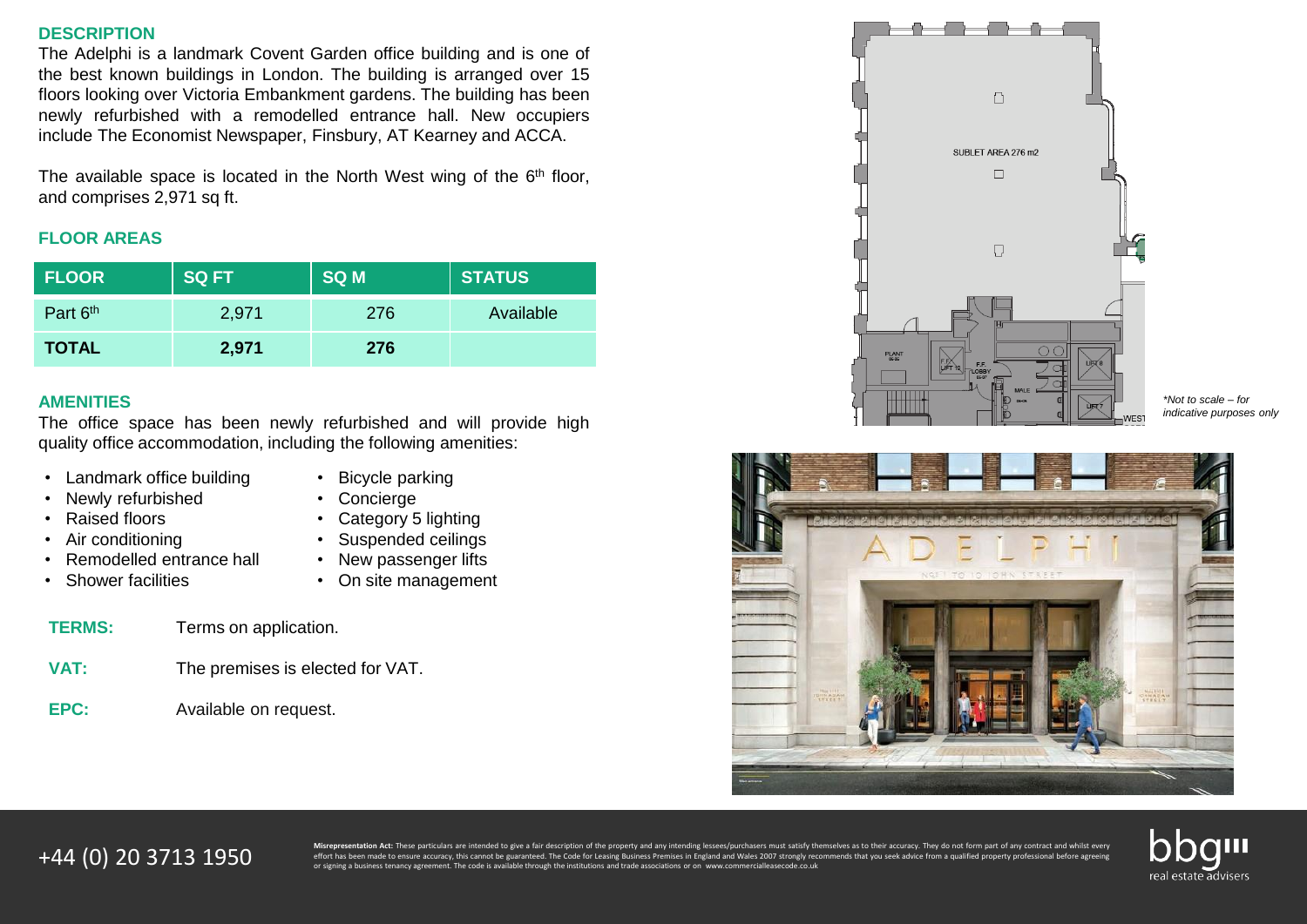## DESCRIPTION

The Adelphi is a landmark Covent Garden office building and is one of the best known buildings in London. The building is arranged over 15 floors looking over Victoria Embankment gardens. The building has been newly refurbished with a remodelled entrance hall. New occupiers include The Economist Newspaper, Finsbury, AT Kearney and ACCA.

The available space is located in the North West wing of the 6th floor, and comprises 2,971 sq ft.

## FLOOR AREAS

| FLOOR | SQ FT | SQ M | STATUS |
|---|---|---|---|
| Part 6th | 2,971 | 276 | Available |
| **TOTAL** | **2,971** | **276** | |

## AMENITIES

The office space has been newly refurbished and will provide high quality office accommodation, including the following amenities:

- Landmark office building
- Newly refurbished
- Raised floors
- Air conditioning
- Remodelled entrance hall
- Shower facilities
- Bicycle parking
- Concierge
- Category 5 lighting
- Suspended ceilings
- New passenger lifts
- On site management

**TERMS:** Terms on application.

**VAT:** The premises is elected for VAT.

**EPC:** Available on request.

SUBLET AREA 276 m2

*\*Not to scale – for indicative purposes only*

+44 (0) 20 3713 1950

**Misrepresentation Act:** These particulars are intended to give a fair description of the property and any intending lessees/purchasers must satisfy themselves as to their accuracy. They do not form part of any contract and whilst every effort has been made to ensure accuracy, this cannot be guaranteed. The Code for Leasing Business Premises in England and Wales 2007 strongly recommends that you seek advice from a qualified property professional before agreeing or signing a business tenancy agreement. The code is available through the institutions and trade associations or on www.commercialleasecode.co.uk

bbg real estate advisers